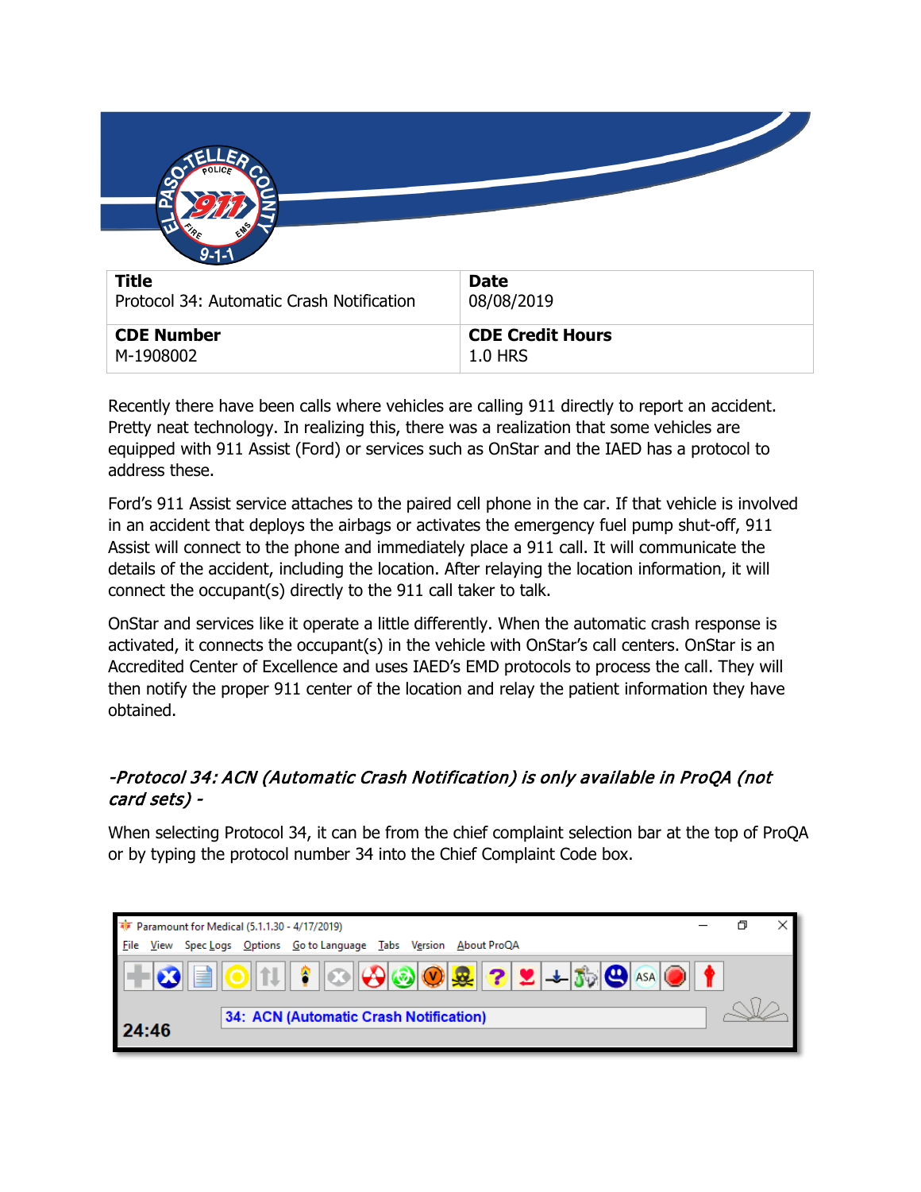| **Title** | **Date** |
| --- | --- |
| Protocol 34: Automatic Crash Notification | 08/08/2019 |
| **CDE Number** | **CDE Credit Hours** |
| M-1908002 | 1.0 HRS |

Recently there have been calls where vehicles are calling 911 directly to report an accident. Pretty neat technology. In realizing this, there was a realization that some vehicles are equipped with 911 Assist (Ford) or services such as OnStar and the IAED has a protocol to address these.

Ford's 911 Assist service attaches to the paired cell phone in the car. If that vehicle is involved in an accident that deploys the airbags or activates the emergency fuel pump shut-off, 911 Assist will connect to the phone and immediately place a 911 call. It will communicate the details of the accident, including the location. After relaying the location information, it will connect the occupant(s) directly to the 911 call taker to talk.

OnStar and services like it operate a little differently. When the automatic crash response is activated, it connects the occupant(s) in the vehicle with OnStar's call centers. OnStar is an Accredited Center of Excellence and uses IAED's EMD protocols to process the call. They will then notify the proper 911 center of the location and relay the patient information they have obtained.

### *-Protocol 34: ACN (Automatic Crash Notification) is only available in ProQA (not card sets) -*

When selecting Protocol 34, it can be from the chief complaint selection bar at the top of ProQA or by typing the protocol number 34 into the Chief Complaint Code box.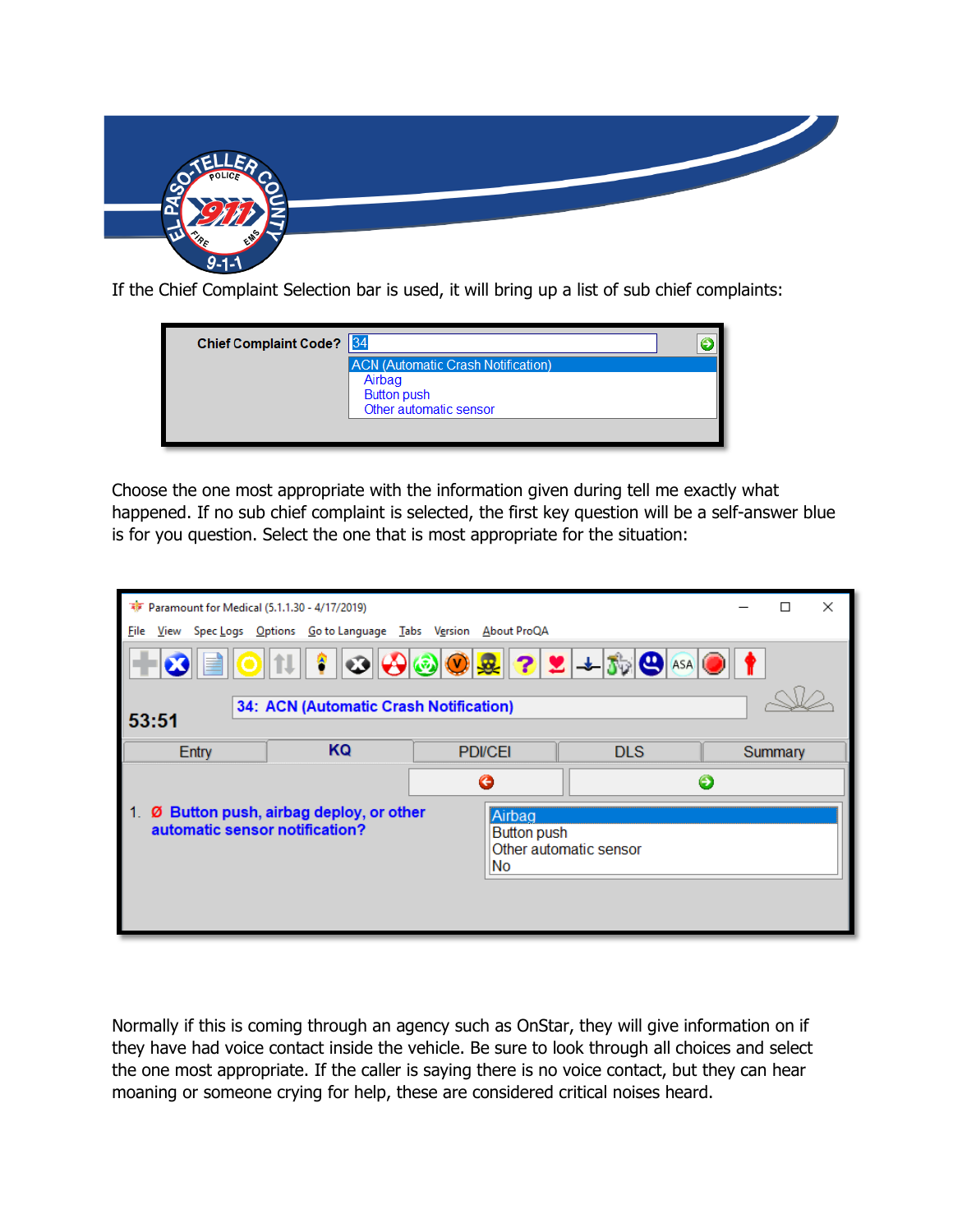If the Chief Complaint Selection bar is used, it will bring up a list of sub chief complaints:

Choose the one most appropriate with the information given during tell me exactly what happened. If no sub chief complaint is selected, the first key question will be a self-answer blue is for you question. Select the one that is most appropriate for the situation:

Normally if this is coming through an agency such as OnStar, they will give information on if they have had voice contact inside the vehicle. Be sure to look through all choices and select the one most appropriate. If the caller is saying there is no voice contact, but they can hear moaning or someone crying for help, these are considered critical noises heard.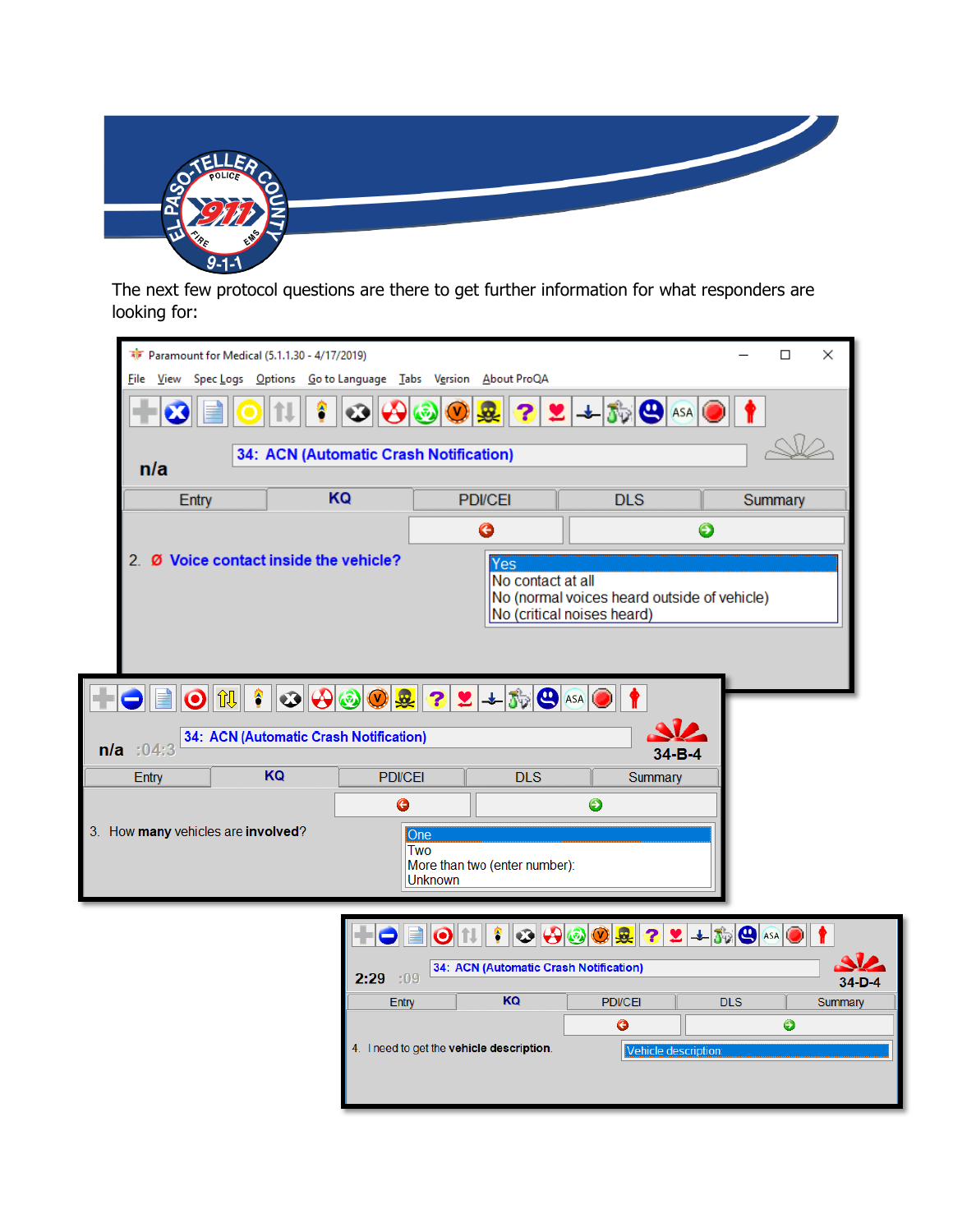The next few protocol questions are there to get further information for what responders are looking for:

Paramount for Medical (5.1.1.30 - 4/17/2019)

File View Spec Logs Options Go to Language Tabs Version About ProQA

n/a

34: ACN (Automatic Crash Notification)

Entry | KQ | PDI/CEI | DLS | Summary

2. Ø Voice contact inside the vehicle?

- Yes
- No contact at all
- No (normal voices heard outside of vehicle)
- No (critical noises heard)

n/a :04:3

34: ACN (Automatic Crash Notification)

34-B-4

Entry | KQ | PDI/CEI | DLS | Summary

3. How many vehicles are involved?

- One
- Two
- More than two (enter number):
- Unknown

2:29 :09

34: ACN (Automatic Crash Notification)

34-D-4

Entry | KQ | PDI/CEI | DLS | Summary

4. I need to get the vehicle description.

- Vehicle description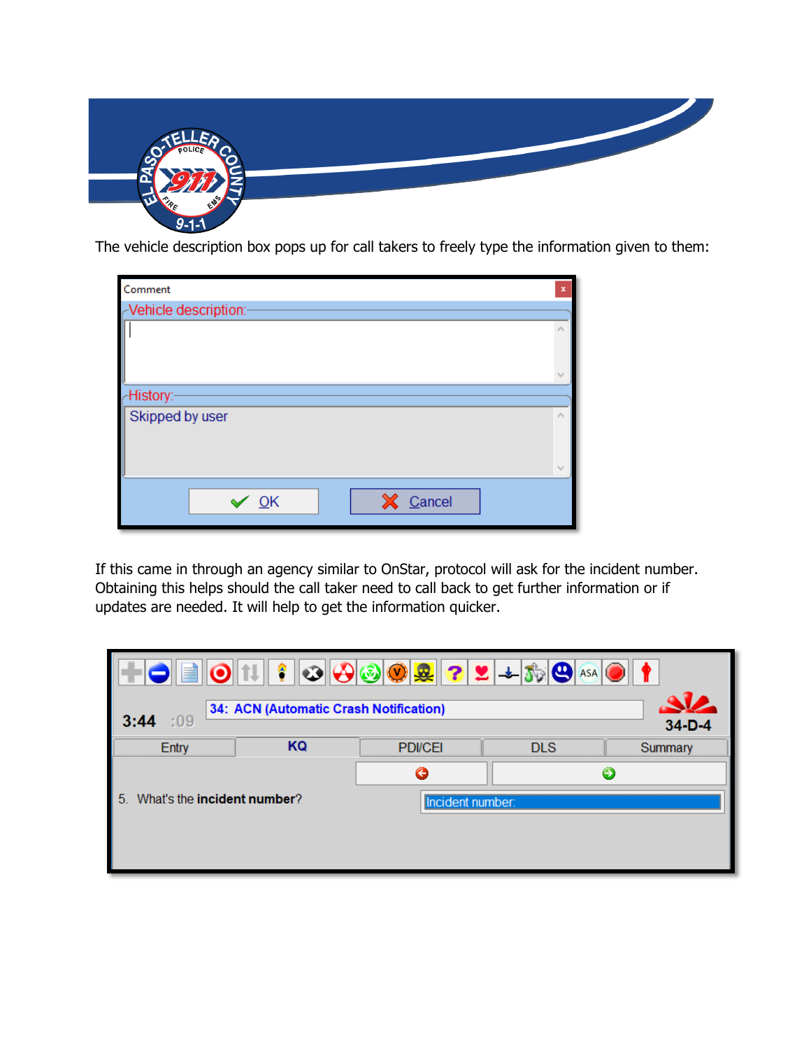The vehicle description box pops up for call takers to freely type the information given to them:

Comment

Vehicle description:

History:

Skipped by user

OK Cancel

If this came in through an agency similar to OnStar, protocol will ask for the incident number. Obtaining this helps should the call taker need to call back to get further information or if updates are needed. It will help to get the information quicker.

3:44 :09

34: ACN (Automatic Crash Notification)

34-D-4

Entry | KQ | PDI/CEI | DLS | Summary

5. What's the **incident number**?

Incident number: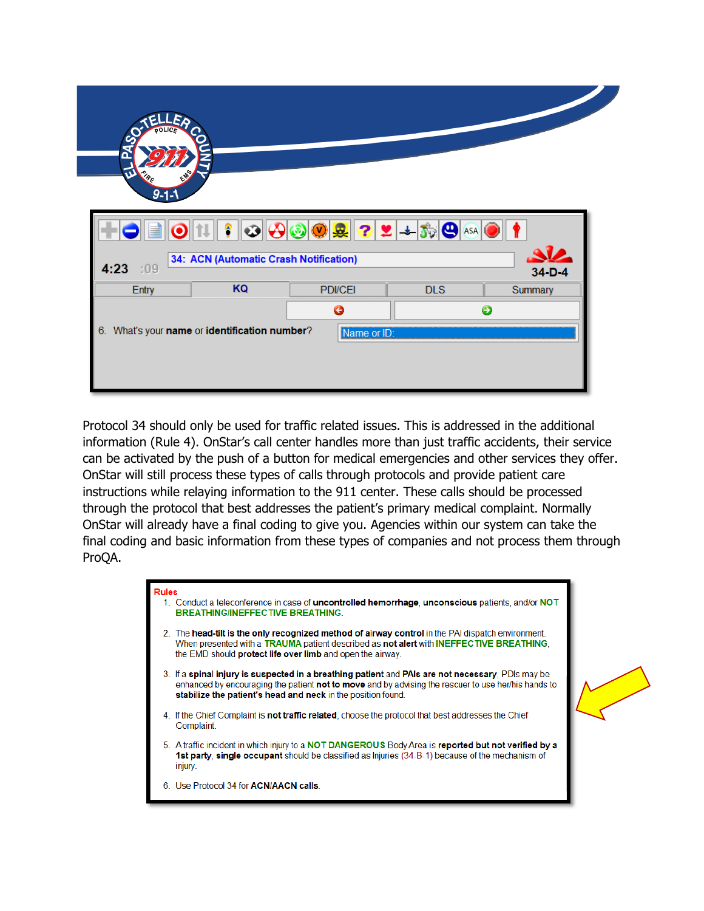Protocol 34 should only be used for traffic related issues. This is addressed in the additional information (Rule 4). OnStar's call center handles more than just traffic accidents, their service can be activated by the push of a button for medical emergencies and other services they offer. OnStar will still process these types of calls through protocols and provide patient care instructions while relaying information to the 911 center. These calls should be processed through the protocol that best addresses the patient's primary medical complaint. Normally OnStar will already have a final coding to give you. Agencies within our system can take the final coding and basic information from these types of companies and not process them through ProQA.

**Rules**

1. Conduct a teleconference in case of **uncontrolled hemorrhage**, **unconscious** patients, and/or **NOT BREATHING/INEFFECTIVE BREATHING**.
2. The **head-tilt is the only recognized method of airway control** in the PAI dispatch environment. When presented with a **TRAUMA** patient described as **not alert** with **INEFFECTIVE BREATHING**, the EMD should **protect life over limb** and open the airway.
3. If a **spinal injury is suspected in a breathing patient** and **PAIs are not necessary**, PDIs may be enhanced by encouraging the patient **not to move** and by advising the rescuer to use her/his hands to **stabilize the patient's head and neck** in the position found.
4. If the Chief Complaint is **not traffic related**, choose the protocol that best addresses the Chief Complaint.
5. A traffic incident in which injury to a **NOT DANGEROUS** Body Area is **reported but not verified by a 1st party**, **single occupant** should be classified as Injuries (34-B-1) because of the mechanism of injury.
6. Use Protocol 34 for **ACN/AACN calls**.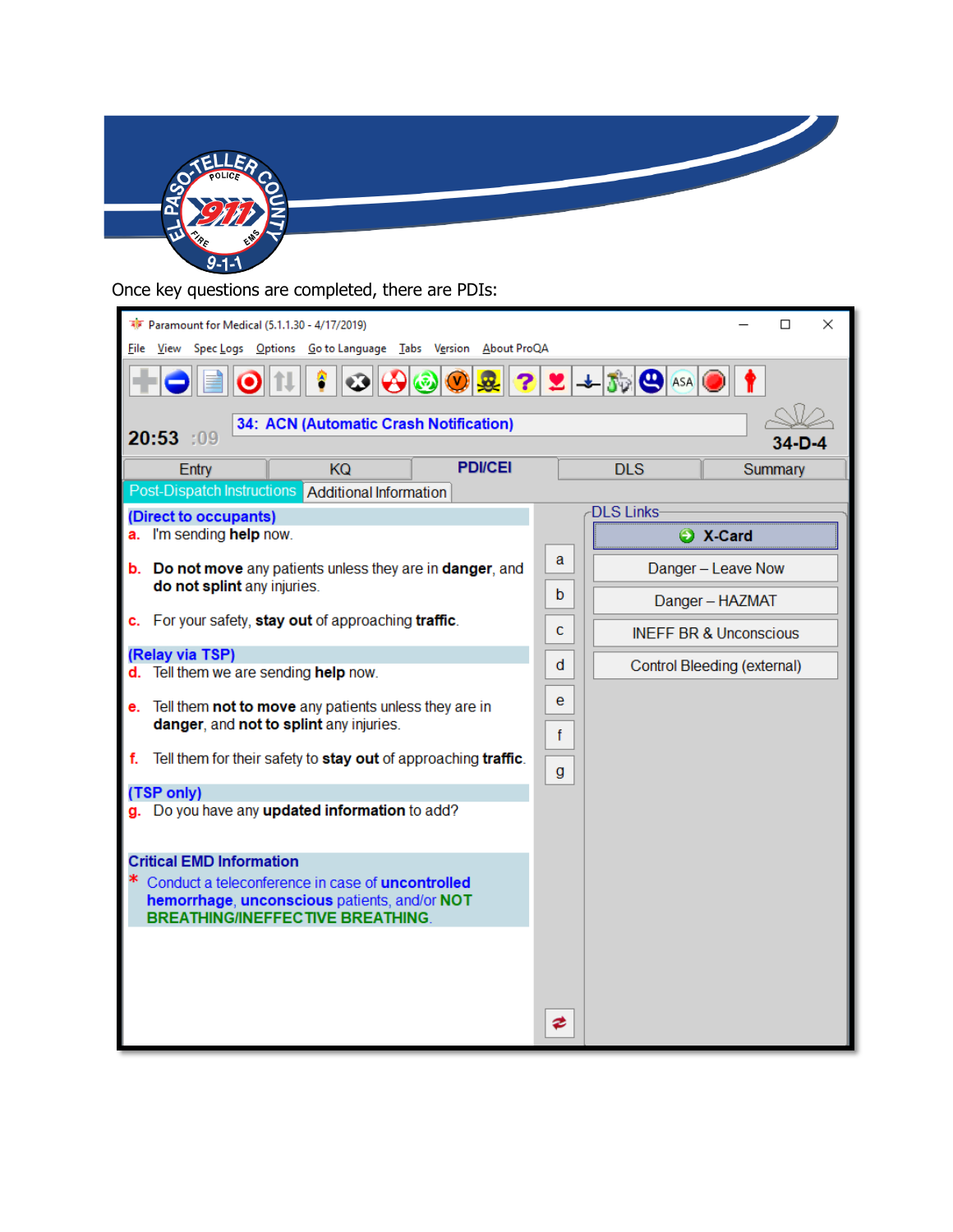Once key questions are completed, there are PDIs:

Paramount for Medical (5.1.1.30 - 4/17/2019)

File View Spec Logs Options Go to Language Tabs Version About ProQA

20:53 :09

34: ACN (Automatic Crash Notification)

34-D-4

Entry | KQ | PDI/CEI | DLS | Summary

Post-Dispatch Instructions | Additional Information

**(Direct to occupants)**

a. I'm sending **help** now.

b. **Do not move** any patients unless they are in **danger**, and **do not splint** any injuries.

c. For your safety, **stay out** of approaching **traffic**.

**(Relay via TSP)**

d. Tell them we are sending **help** now.

e. Tell them **not to move** any patients unless they are in **danger**, and **not to splint** any injuries.

f. Tell them for their safety to **stay out** of approaching **traffic**.

**(TSP only)**

g. Do you have any **updated information** to add?

**Critical EMD Information**

* Conduct a teleconference in case of **uncontrolled hemorrhage**, **unconscious** patients, and/or **NOT BREATHING/INEFFECTIVE BREATHING**.

DLS Links

- X-Card
- Danger – Leave Now
- Danger – HAZMAT
- INEFF BR & Unconscious
- Control Bleeding (external)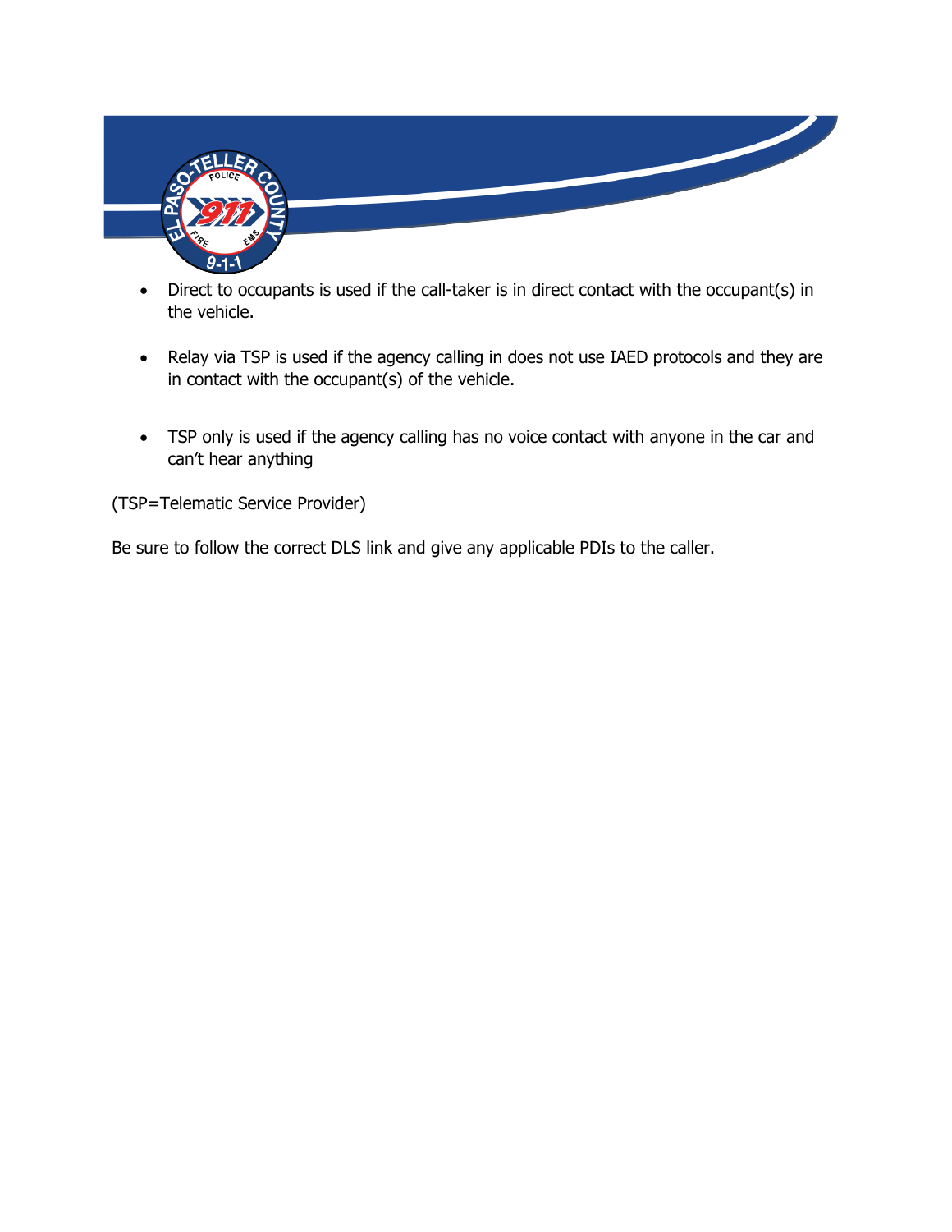- Direct to occupants is used if the call-taker is in direct contact with the occupant(s) in the vehicle.
- Relay via TSP is used if the agency calling in does not use IAED protocols and they are in contact with the occupant(s) of the vehicle.
- TSP only is used if the agency calling has no voice contact with anyone in the car and can't hear anything

(TSP=Telematic Service Provider)

Be sure to follow the correct DLS link and give any applicable PDIs to the caller.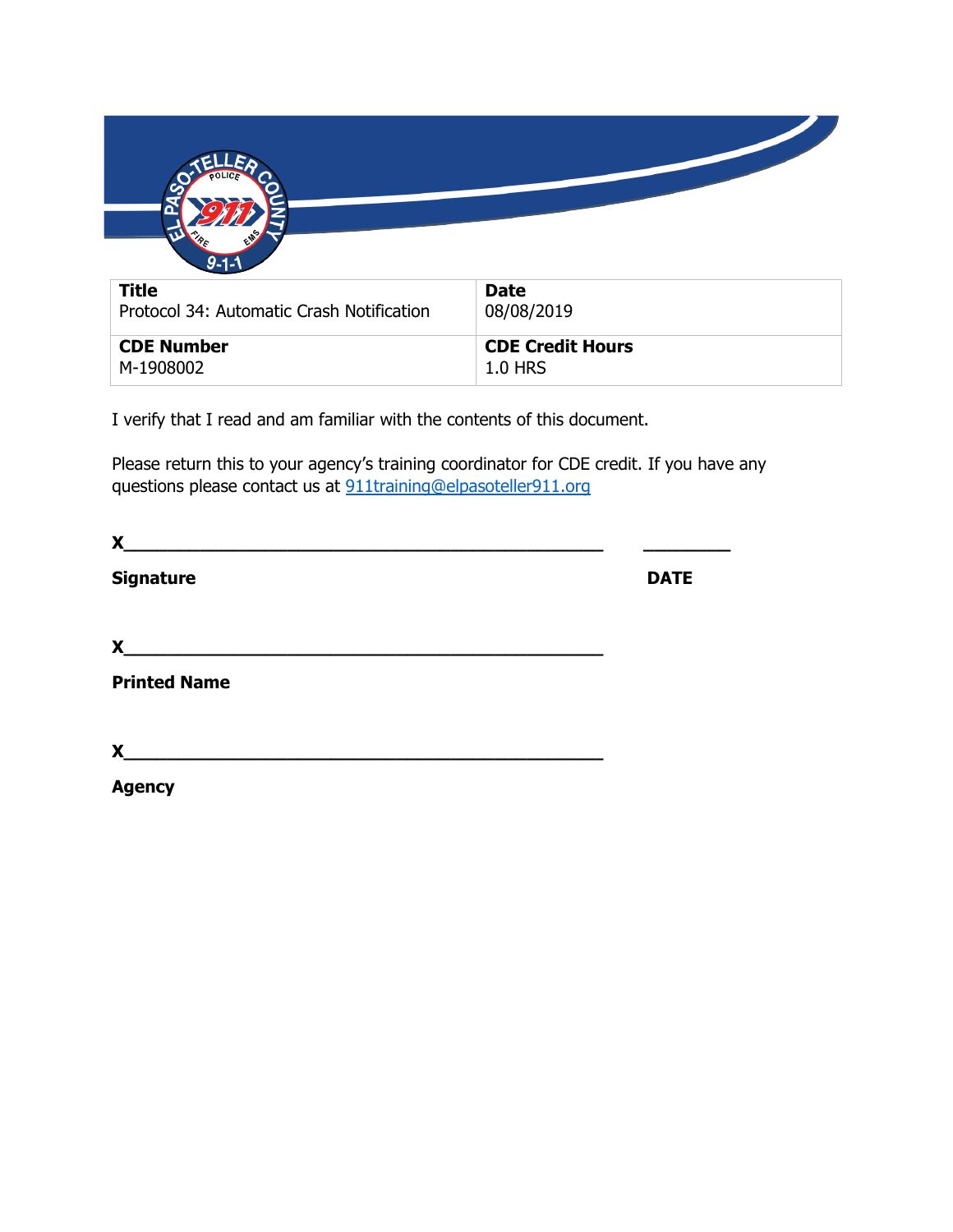| | |
|---|---|
| **Title**<br>Protocol 34: Automatic Crash Notification | **Date**<br>08/08/2019 |
| **CDE Number**<br>M-1908002 | **CDE Credit Hours**<br>1.0 HRS |

I verify that I read and am familiar with the contents of this document.

Please return this to your agency's training coordinator for CDE credit. If you have any questions please contact us at 911training@elpasoteller911.org

**X**_______________________________________________ ________

**Signature** **DATE**

**X**_______________________________________________

**Printed Name**

**X**_______________________________________________

**Agency**